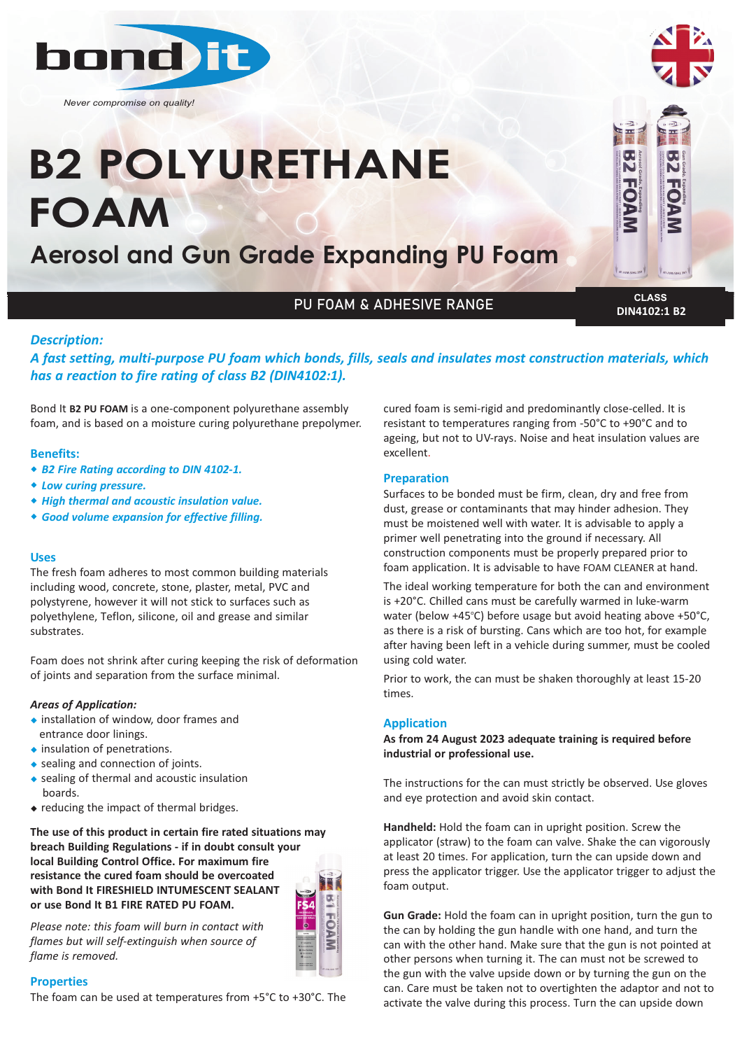bond it

*Never compromise on quality!*

# B2 POLYURETHANE FOAM

## Aerosol and Gun Grade Expanding PU Foam

PU FOAM & ADHESIVE RANGE

CLASS DIN4102:1 B2

### *Description:*

***A fast setting, multi-purpose PU foam which bonds, fills, seals and insulates most construction materials, which has a reaction to fire rating of class B2 (DIN4102:1).***

Bond It **B2 PU FOAM** is a one-component polyurethane assembly foam, and is based on a moisture curing polyurethane prepolymer.

### Benefits:

- ***B2 Fire Rating according to DIN 4102-1.***
- ***Low curing pressure.***
- ***High thermal and acoustic insulation value.***
- ***Good volume expansion for effective filling.***

### Uses

The fresh foam adheres to most common building materials including wood, concrete, stone, plaster, metal, PVC and polystyrene, however it will not stick to surfaces such as polyethylene, Teflon, silicone, oil and grease and similar substrates.

Foam does not shrink after curing keeping the risk of deformation of joints and separation from the surface minimal.

***Areas of Application:***

- installation of window, door frames and entrance door linings.
- insulation of penetrations.
- sealing and connection of joints.
- sealing of thermal and acoustic insulation boards.
- reducing the impact of thermal bridges.

**The use of this product in certain fire rated situations may breach Building Regulations - if in doubt consult your local Building Control Office. For maximum fire resistance the cured foam should be overcoated with Bond It FIRESHIELD INTUMESCENT SEALANT or use Bond It B1 FIRE RATED PU FOAM.**

*Please note: this foam will burn in contact with flames but will self-extinguish when source of flame is removed.*

### Properties

The foam can be used at temperatures from +5°C to +30°C. The cured foam is semi-rigid and predominantly close-celled. It is resistant to temperatures ranging from -50°C to +90°C and to ageing, but not to UV-rays. Noise and heat insulation values are excellent.

### Preparation

Surfaces to be bonded must be firm, clean, dry and free from dust, grease or contaminants that may hinder adhesion. They must be moistened well with water. It is advisable to apply a primer well penetrating into the ground if necessary. All construction components must be properly prepared prior to foam application. It is advisable to have FOAM CLEANER at hand.

The ideal working temperature for both the can and environment is +20°C. Chilled cans must be carefully warmed in luke-warm water (below +45°C) before usage but avoid heating above +50°C, as there is a risk of bursting. Cans which are too hot, for example after having been left in a vehicle during summer, must be cooled using cold water.

Prior to work, the can must be shaken thoroughly at least 15-20 times.

### Application

**As from 24 August 2023 adequate training is required before industrial or professional use.**

The instructions for the can must strictly be observed. Use gloves and eye protection and avoid skin contact.

**Handheld:** Hold the foam can in upright position. Screw the applicator (straw) to the foam can valve. Shake the can vigorously at least 20 times. For application, turn the can upside down and press the applicator trigger. Use the applicator trigger to adjust the foam output.

**Gun Grade:** Hold the foam can in upright position, turn the gun to the can by holding the gun handle with one hand, and turn the can with the other hand. Make sure that the gun is not pointed at other persons when turning it. The can must not be screwed to the gun with the valve upside down or by turning the gun on the can. Care must be taken not to overtighten the adaptor and not to activate the valve during this process. Turn the can upside down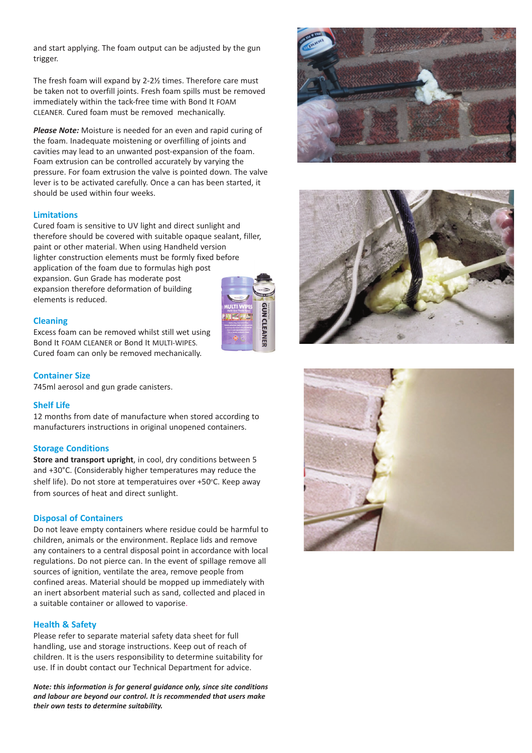and start applying. The foam output can be adjusted by the gun trigger.

The fresh foam will expand by 2-2½ times. Therefore care must be taken not to overfill joints. Fresh foam spills must be removed immediately within the tack-free time with Bond It FOAM CLEANER. Cured foam must be removed mechanically.

***Please Note:*** Moisture is needed for an even and rapid curing of the foam. Inadequate moistening or overfilling of joints and cavities may lead to an unwanted post-expansion of the foam. Foam extrusion can be controlled accurately by varying the pressure. For foam extrusion the valve is pointed down. The valve lever is to be activated carefully. Once a can has been started, it should be used within four weeks.

## Limitations

Cured foam is sensitive to UV light and direct sunlight and therefore should be covered with suitable opaque sealant, filler, paint or other material. When using Handheld version lighter construction elements must be formly fixed before application of the foam due to formulas high post expansion. Gun Grade has moderate post expansion therefore deformation of building elements is reduced.

## Cleaning

Excess foam can be removed whilst still wet using Bond It FOAM CLEANER or Bond It MULTI-WIPES. Cured foam can only be removed mechanically.

## Container Size

745ml aerosol and gun grade canisters.

## Shelf Life

12 months from date of manufacture when stored according to manufacturers instructions in original unopened containers.

## Storage Conditions

**Store and transport upright**, in cool, dry conditions between 5 and +30°C. (Considerably higher temperatures may reduce the shelf life). Do not store at temperatuires over +50°C. Keep away from sources of heat and direct sunlight.

## Disposal of Containers

Do not leave empty containers where residue could be harmful to children, animals or the environment. Replace lids and remove any containers to a central disposal point in accordance with local regulations. Do not pierce can. In the event of spillage remove all sources of ignition, ventilate the area, remove people from confined areas. Material should be mopped up immediately with an inert absorbent material such as sand, collected and placed in a suitable container or allowed to vaporise.

## Health & Safety

Please refer to separate material safety data sheet for full handling, use and storage instructions. Keep out of reach of children. It is the users responsibility to determine suitability for use. If in doubt contact our Technical Department for advice.

***Note: this information is for general guidance only, since site conditions and labour are beyond our control. It is recommended that users make their own tests to determine suitability.***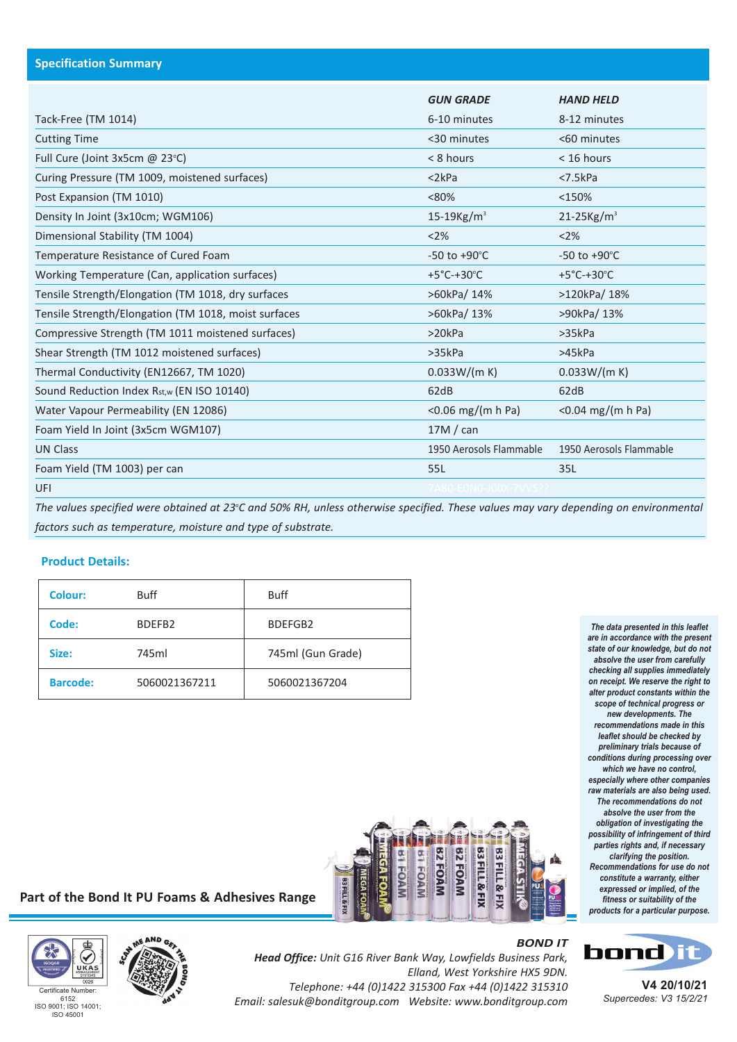## Specification Summary

| | GUN GRADE | HAND HELD |
|---|---|---|
| Tack-Free (TM 1014) | 6-10 minutes | 8-12 minutes |
| Cutting Time | <30 minutes | <60 minutes |
| Full Cure (Joint 3x5cm @ 23°C) | < 8 hours | < 16 hours |
| Curing Pressure (TM 1009, moistened surfaces) | <2kPa | <7.5kPa |
| Post Expansion (TM 1010) | <80% | <150% |
| Density In Joint (3x10cm; WGM106) | 15-19Kg/m$^3$ | 21-25Kg/m$^3$ |
| Dimensional Stability (TM 1004) | <2% | <2% |
| Temperature Resistance of Cured Foam | -50 to +90°C | -50 to +90°C |
| Working Temperature (Can, application surfaces) | +5°C-+30°C | +5°C-+30°C |
| Tensile Strength/Elongation (TM 1018, dry surfaces | >60kPa/ 14% | >120kPa/ 18% |
| Tensile Strength/Elongation (TM 1018, moist surfaces | >60kPa/ 13% | >90kPa/ 13% |
| Compressive Strength (TM 1011 moistened surfaces) | >20kPa | >35kPa |
| Shear Strength (TM 1012 moistened surfaces) | >35kPa | >45kPa |
| Thermal Conductivity (EN12667, TM 1020) | 0.033W/(m K) | 0.033W/(m K) |
| Sound Reduction Index $R_{st,w}$ (EN ISO 10140) | 62dB | 62dB |
| Water Vapour Permeability (EN 12086) | <0.06 mg/(m h Pa) | <0.04 mg/(m h Pa) |
| Foam Yield In Joint (3x5cm WGM107) | 17M / can | |
| UN Class | 1950 Aerosols Flammable | 1950 Aerosols Flammable |
| Foam Yield (TM 1003) per can | 55L | 35L |
| UFI | 7A80-E0N0-J00X-7VVS7? | |

*The values specified were obtained at 23°C and 50% RH, unless otherwise specified. These values may vary depending on environmental factors such as temperature, moisture and type of substrate.*

### Product Details:

| | | |
|---|---|---|
| **Colour:** | Buff | Buff |
| **Code:** | BDEFB2 | BDEFGB2 |
| **Size:** | 745ml | 745ml (Gun Grade) |
| **Barcode:** | 5060021367211 | 5060021367204 |

***The data presented in this leaflet are in accordance with the present state of our knowledge, but do not absolve the user from carefully checking all supplies immediately on receipt. We reserve the right to alter product constants within the scope of technical progress or new developments. The recommendations made in this leaflet should be checked by preliminary trials because of conditions during processing over which we have no control, especially where other companies raw materials are also being used. The recommendations do not absolve the user from the obligation of investigating the possibility of infringement of third parties rights and, if necessary clarifying the position. Recommendations for use do not constitute a warranty, either expressed or implied, of the fitness or suitability of the products for a particular purpose.***

**Part of the Bond It PU Foams & Adhesives Range**

Certificate Number: 6152
ISO 9001; ISO 14001; ISO 45001

SCAN ME AND GET THE BOND IT APP

***BOND IT***
***Head Office:*** *Unit G16 River Bank Way, Lowfields Business Park, Elland, West Yorkshire HX5 9DN.*
*Telephone: +44 (0)1422 315300 Fax +44 (0)1422 315310*
*Email: salesuk@bonditgroup.com Website: www.bonditgroup.com*

**V4 20/10/21**
*Supercedes: V3 15/2/21*